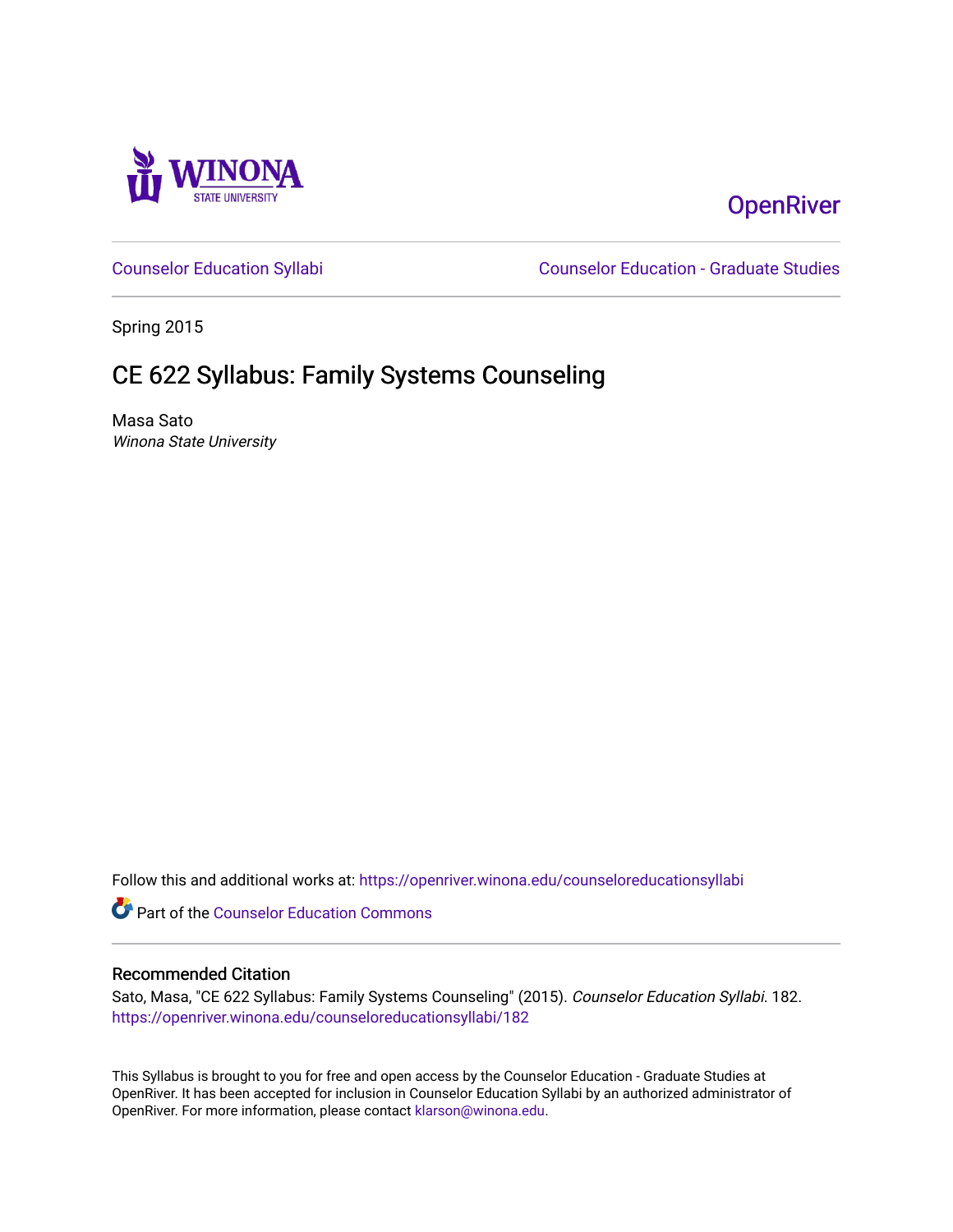Winona State University

OpenRiver

Counselor Education Syllabi | Counselor Education - Graduate Studies

Spring 2015

# CE 622 Syllabus: Family Systems Counseling

Masa Sato
*Winona State University*

Follow this and additional works at: https://openriver.winona.edu/counseloreducationsyllabi

Part of the Counselor Education Commons

## Recommended Citation

Sato, Masa, "CE 622 Syllabus: Family Systems Counseling" (2015). *Counselor Education Syllabi*. 182.
https://openriver.winona.edu/counseloreducationsyllabi/182

This Syllabus is brought to you for free and open access by the Counselor Education - Graduate Studies at OpenRiver. It has been accepted for inclusion in Counselor Education Syllabi by an authorized administrator of OpenRiver. For more information, please contact klarson@winona.edu.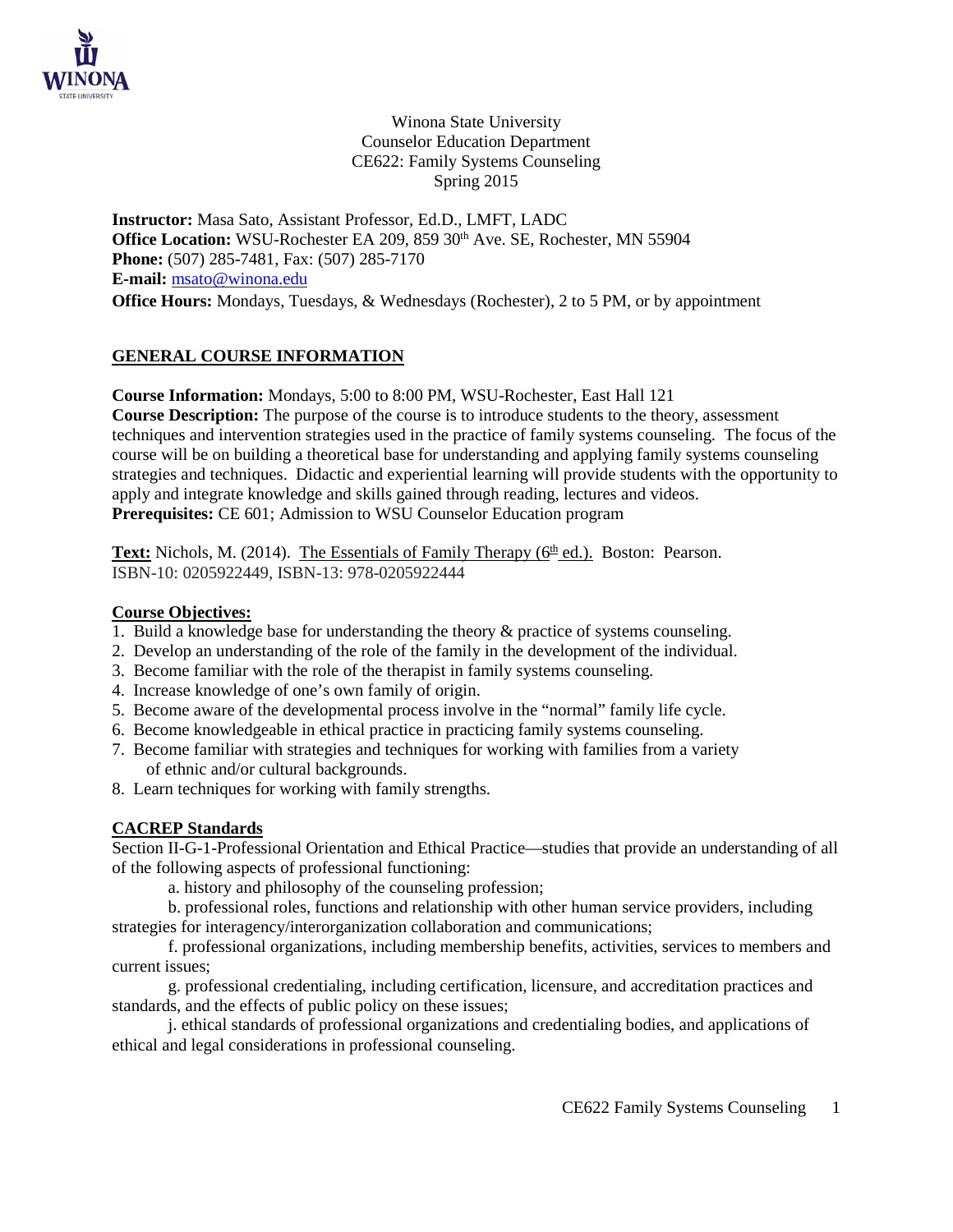Winona State University
Counselor Education Department
CE622: Family Systems Counseling
Spring 2015

**Instructor:** Masa Sato, Assistant Professor, Ed.D., LMFT, LADC
**Office Location:** WSU-Rochester EA 209, 859 30th Ave. SE, Rochester, MN 55904
**Phone:** (507) 285-7481, Fax: (507) 285-7170
**E-mail:** msato@winona.edu
**Office Hours:** Mondays, Tuesdays, & Wednesdays (Rochester), 2 to 5 PM, or by appointment

## GENERAL COURSE INFORMATION

**Course Information:** Mondays, 5:00 to 8:00 PM, WSU-Rochester, East Hall 121
**Course Description:** The purpose of the course is to introduce students to the theory, assessment techniques and intervention strategies used in the practice of family systems counseling. The focus of the course will be on building a theoretical base for understanding and applying family systems counseling strategies and techniques. Didactic and experiential learning will provide students with the opportunity to apply and integrate knowledge and skills gained through reading, lectures and videos.
**Prerequisites:** CE 601; Admission to WSU Counselor Education program

**Text:** Nichols, M. (2014). The Essentials of Family Therapy (6th ed.). Boston: Pearson.
ISBN-10: 0205922449, ISBN-13: 978-0205922444

**Course Objectives:**

1. Build a knowledge base for understanding the theory & practice of systems counseling.
2. Develop an understanding of the role of the family in the development of the individual.
3. Become familiar with the role of the therapist in family systems counseling.
4. Increase knowledge of one's own family of origin.
5. Become aware of the developmental process involve in the "normal" family life cycle.
6. Become knowledgeable in ethical practice in practicing family systems counseling.
7. Become familiar with strategies and techniques for working with families from a variety of ethnic and/or cultural backgrounds.
8. Learn techniques for working with family strengths.

**CACREP Standards**

Section II-G-1-Professional Orientation and Ethical Practice—studies that provide an understanding of all of the following aspects of professional functioning:

a. history and philosophy of the counseling profession;

b. professional roles, functions and relationship with other human service providers, including strategies for interagency/interorganization collaboration and communications;

f. professional organizations, including membership benefits, activities, services to members and current issues;

g. professional credentialing, including certification, licensure, and accreditation practices and standards, and the effects of public policy on these issues;

j. ethical standards of professional organizations and credentialing bodies, and applications of ethical and legal considerations in professional counseling.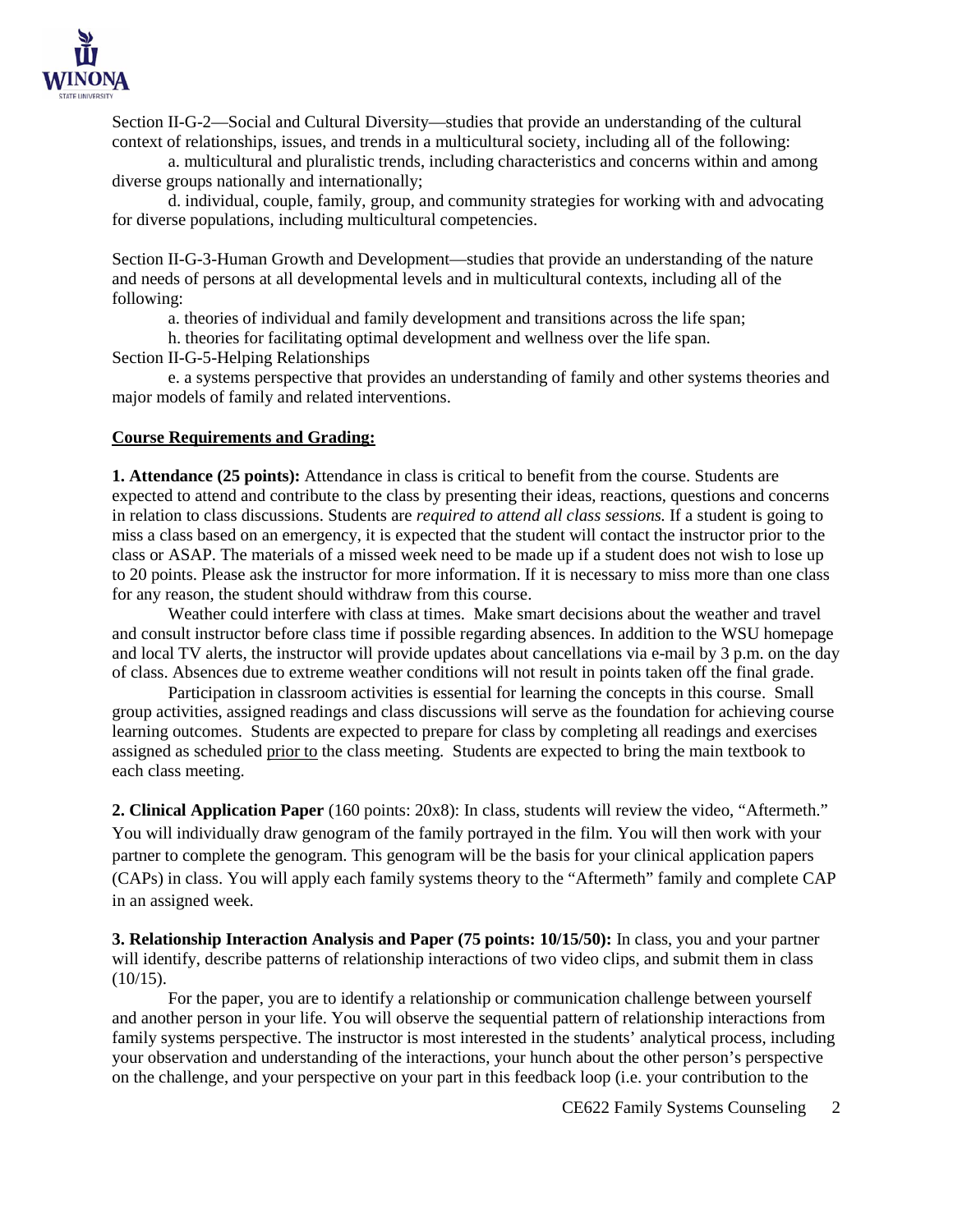Section II-G-2—Social and Cultural Diversity—studies that provide an understanding of the cultural context of relationships, issues, and trends in a multicultural society, including all of the following:

a. multicultural and pluralistic trends, including characteristics and concerns within and among diverse groups nationally and internationally;

d. individual, couple, family, group, and community strategies for working with and advocating for diverse populations, including multicultural competencies.

Section II-G-3-Human Growth and Development—studies that provide an understanding of the nature and needs of persons at all developmental levels and in multicultural contexts, including all of the following:

a. theories of individual and family development and transitions across the life span;

h. theories for facilitating optimal development and wellness over the life span.

Section II-G-5-Helping Relationships

e. a systems perspective that provides an understanding of family and other systems theories and major models of family and related interventions.

**Course Requirements and Grading:**

**1. Attendance (25 points):** Attendance in class is critical to benefit from the course. Students are expected to attend and contribute to the class by presenting their ideas, reactions, questions and concerns in relation to class discussions. Students are *required to attend all class sessions.* If a student is going to miss a class based on an emergency, it is expected that the student will contact the instructor prior to the class or ASAP. The materials of a missed week need to be made up if a student does not wish to lose up to 20 points. Please ask the instructor for more information. If it is necessary to miss more than one class for any reason, the student should withdraw from this course.

Weather could interfere with class at times. Make smart decisions about the weather and travel and consult instructor before class time if possible regarding absences. In addition to the WSU homepage and local TV alerts, the instructor will provide updates about cancellations via e-mail by 3 p.m. on the day of class. Absences due to extreme weather conditions will not result in points taken off the final grade.

Participation in classroom activities is essential for learning the concepts in this course. Small group activities, assigned readings and class discussions will serve as the foundation for achieving course learning outcomes. Students are expected to prepare for class by completing all readings and exercises assigned as scheduled prior to the class meeting. Students are expected to bring the main textbook to each class meeting.

**2. Clinical Application Paper** (160 points: 20x8): In class, students will review the video, "Aftermeth." You will individually draw genogram of the family portrayed in the film. You will then work with your partner to complete the genogram. This genogram will be the basis for your clinical application papers (CAPs) in class. You will apply each family systems theory to the "Aftermeth" family and complete CAP in an assigned week.

**3. Relationship Interaction Analysis and Paper (75 points: 10/15/50):** In class, you and your partner will identify, describe patterns of relationship interactions of two video clips, and submit them in class (10/15).

For the paper, you are to identify a relationship or communication challenge between yourself and another person in your life. You will observe the sequential pattern of relationship interactions from family systems perspective. The instructor is most interested in the students' analytical process, including your observation and understanding of the interactions, your hunch about the other person's perspective on the challenge, and your perspective on your part in this feedback loop (i.e. your contribution to the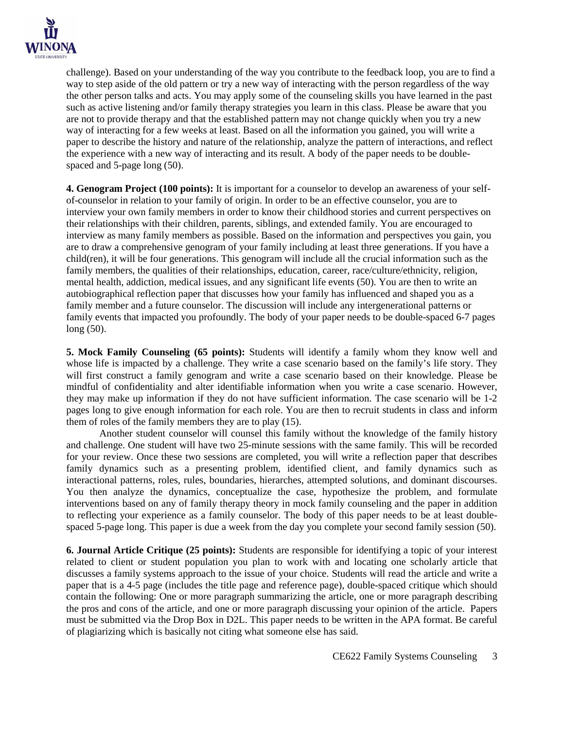challenge). Based on your understanding of the way you contribute to the feedback loop, you are to find a way to step aside of the old pattern or try a new way of interacting with the person regardless of the way the other person talks and acts. You may apply some of the counseling skills you have learned in the past such as active listening and/or family therapy strategies you learn in this class. Please be aware that you are not to provide therapy and that the established pattern may not change quickly when you try a new way of interacting for a few weeks at least. Based on all the information you gained, you will write a paper to describe the history and nature of the relationship, analyze the pattern of interactions, and reflect the experience with a new way of interacting and its result. A body of the paper needs to be double-spaced and 5-page long (50).

**4. Genogram Project (100 points):** It is important for a counselor to develop an awareness of your self-of-counselor in relation to your family of origin. In order to be an effective counselor, you are to interview your own family members in order to know their childhood stories and current perspectives on their relationships with their children, parents, siblings, and extended family. You are encouraged to interview as many family members as possible. Based on the information and perspectives you gain, you are to draw a comprehensive genogram of your family including at least three generations. If you have a child(ren), it will be four generations. This genogram will include all the crucial information such as the family members, the qualities of their relationships, education, career, race/culture/ethnicity, religion, mental health, addiction, medical issues, and any significant life events (50). You are then to write an autobiographical reflection paper that discusses how your family has influenced and shaped you as a family member and a future counselor. The discussion will include any intergenerational patterns or family events that impacted you profoundly. The body of your paper needs to be double-spaced 6-7 pages long (50).

**5. Mock Family Counseling (65 points):** Students will identify a family whom they know well and whose life is impacted by a challenge. They write a case scenario based on the family's life story. They will first construct a family genogram and write a case scenario based on their knowledge. Please be mindful of confidentiality and alter identifiable information when you write a case scenario. However, they may make up information if they do not have sufficient information. The case scenario will be 1-2 pages long to give enough information for each role. You are then to recruit students in class and inform them of roles of the family members they are to play (15).

Another student counselor will counsel this family without the knowledge of the family history and challenge. One student will have two 25-minute sessions with the same family. This will be recorded for your review. Once these two sessions are completed, you will write a reflection paper that describes family dynamics such as a presenting problem, identified client, and family dynamics such as interactional patterns, roles, rules, boundaries, hierarchies, attempted solutions, and dominant discourses. You then analyze the dynamics, conceptualize the case, hypothesize the problem, and formulate interventions based on any of family therapy theory in mock family counseling and the paper in addition to reflecting your experience as a family counselor. The body of this paper needs to be at least double-spaced 5-page long. This paper is due a week from the day you complete your second family session (50).

**6. Journal Article Critique (25 points):** Students are responsible for identifying a topic of your interest related to client or student population you plan to work with and locating one scholarly article that discusses a family systems approach to the issue of your choice. Students will read the article and write a paper that is a 4-5 page (includes the title page and reference page), double-spaced critique which should contain the following: One or more paragraph summarizing the article, one or more paragraph describing the pros and cons of the article, and one or more paragraph discussing your opinion of the article. Papers must be submitted via the Drop Box in D2L. This paper needs to be written in the APA format. Be careful of plagiarizing which is basically not citing what someone else has said.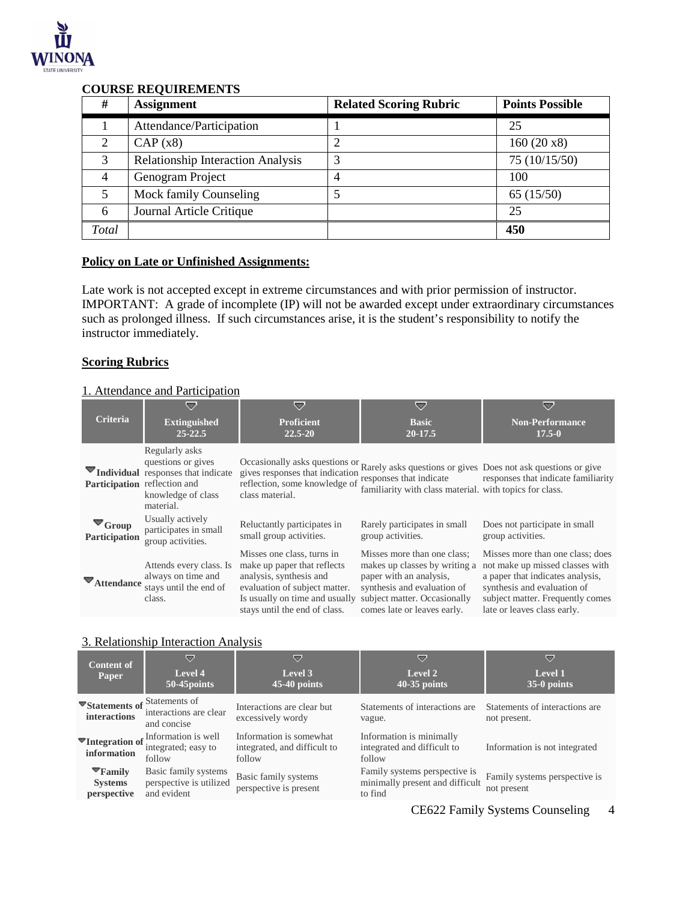**COURSE REQUIREMENTS**

| # | Assignment | Related Scoring Rubric | Points Possible |
|---|---|---|---|
| 1 | Attendance/Participation | 1 | 25 |
| 2 | CAP (x8) | 2 | 160 (20 x8) |
| 3 | Relationship Interaction Analysis | 3 | 75 (10/15/50) |
| 4 | Genogram Project | 4 | 100 |
| 5 | Mock family Counseling | 5 | 65 (15/50) |
| 6 | Journal Article Critique | | 25 |
| *Total* | | | **450** |

**Policy on Late or Unfinished Assignments:**

Late work is not accepted except in extreme circumstances and with prior permission of instructor. IMPORTANT: A grade of incomplete (IP) will not be awarded except under extraordinary circumstances such as prolonged illness. If such circumstances arise, it is the student's responsibility to notify the instructor immediately.

**Scoring Rubrics**

1. Attendance and Participation

| Criteria | Extinguished 25-22.5 | Proficient 22.5-20 | Basic 20-17.5 | Non-Performance 17.5-0 |
|---|---|---|---|---|
| Individual Participation | Regularly asks questions or gives responses that indicate reflection and knowledge of class material. | Occasionally asks questions or gives responses that indication reflection, some knowledge of class material. | Rarely asks questions or gives responses that indicate familiarity with class material. | Does not ask questions or give responses that indicate familiarity with topics for class. |
| Group Participation | Usually actively participates in small group activities. | Reluctantly participates in small group activities. | Rarely participates in small group activities. | Does not participate in small group activities. |
| Attendance | Attends every class. Is always on time and stays until the end of class. | Misses one class, turns in make up paper that reflects analysis, synthesis and evaluation of subject matter. Is usually on time and usually stays until the end of class. | Misses more than one class; makes up classes by writing a paper with an analysis, synthesis and evaluation of subject matter. Occasionally comes late or leaves early. | Misses more than one class; does not make up missed classes with a paper that indicates analysis, synthesis and evaluation of subject matter. Frequently comes late or leaves class early. |

3. Relationship Interaction Analysis

| Content of Paper | Level 4 50-45points | Level 3 45-40 points | Level 2 40-35 points | Level 1 35-0 points |
|---|---|---|---|---|
| Statements of interactions | Statements of interactions are clear and concise | Interactions are clear but excessively wordy | Statements of interactions are vague. | Statements of interactions are not present. |
| Integration of information | Information is well integrated; easy to follow | Information is somewhat integrated, and difficult to follow | Information is minimally integrated and difficult to follow | Information is not integrated |
| Family Systems perspective | Basic family systems perspective is utilized and evident | Basic family systems perspective is present | Family systems perspective is minimally present and difficult to find | Family systems perspective is not present |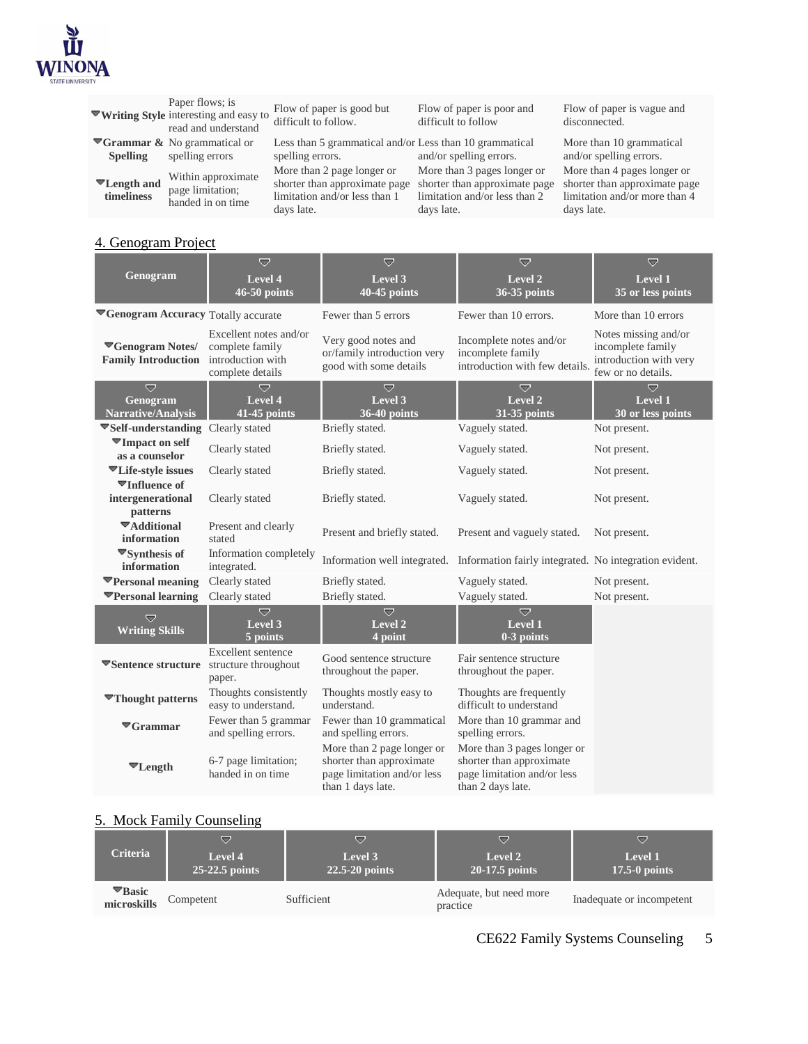| | | | | |
|---|---|---|---|---|
| **Writing Style** | Paper flows; is interesting and easy to read and understand | Flow of paper is good but difficult to follow. | Flow of paper is poor and difficult to follow | Flow of paper is vague and disconnected. |
| **Grammar & Spelling** | No grammatical or spelling errors | Less than 5 grammatical and/or spelling errors. | Less than 10 grammatical and/or spelling errors. | More than 10 grammatical and/or spelling errors. |
| **Length and timeliness** | Within approximate page limitation; handed in on time | More than 2 page longer or shorter than approximate page limitation and/or less than 1 days late. | More than 3 pages longer or shorter than approximate page limitation and/or less than 2 days late. | More than 4 pages longer or shorter than approximate page limitation and/or more than 4 days late. |

## 4. Genogram Project

| Genogram | Level 4 46-50 points | Level 3 40-45 points | Level 2 36-35 points | Level 1 35 or less points |
|---|---|---|---|---|
| **Genogram Accuracy** | Totally accurate | Fewer than 5 errors | Fewer than 10 errors. | More than 10 errors |
| **Genogram Notes/ Family Introduction** | Excellent notes and/or complete family introduction with complete details | Very good notes and or/family introduction very good with some details | Incomplete notes and/or incomplete family introduction with few details. | Notes missing and/or incomplete family introduction with very few or no details. |
| **Genogram Narrative/Analysis** | **Level 4 41-45 points** | **Level 3 36-40 points** | **Level 2 31-35 points** | **Level 1 30 or less points** |
| **Self-understanding** | Clearly stated | Briefly stated. | Vaguely stated. | Not present. |
| **Impact on self as a counselor** | Clearly stated | Briefly stated. | Vaguely stated. | Not present. |
| **Life-style issues** | Clearly stated | Briefly stated. | Vaguely stated. | Not present. |
| **Influence of intergenerational patterns** | Clearly stated | Briefly stated. | Vaguely stated. | Not present. |
| **Additional information** | Present and clearly stated | Present and briefly stated. | Present and vaguely stated. | Not present. |
| **Synthesis of information** | Information completely integrated. | Information well integrated. | Information fairly integrated. | No integration evident. |
| **Personal meaning** | Clearly stated | Briefly stated. | Vaguely stated. | Not present. |
| **Personal learning** | Clearly stated | Briefly stated. | Vaguely stated. | Not present. |
| **Writing Skills** | **Level 3 5 points** | **Level 2 4 point** | **Level 1 0-3 points** | |
| **Sentence structure** | Excellent sentence structure throughout paper. | Good sentence structure throughout the paper. | Fair sentence structure throughout the paper. | |
| **Thought patterns** | Thoughts consistently easy to understand. | Thoughts mostly easy to understand. | Thoughts are frequently difficult to understand | |
| **Grammar** | Fewer than 5 grammar and spelling errors. | Fewer than 10 grammatical and spelling errors. | More than 10 grammar and spelling errors. | |
| **Length** | 6-7 page limitation; handed in on time | More than 2 page longer or shorter than approximate page limitation and/or less than 1 days late. | More than 3 pages longer or shorter than approximate page limitation and/or less than 2 days late. | |

## 5. Mock Family Counseling

| Criteria | Level 4 25-22.5 points | Level 3 22.5-20 points | Level 2 20-17.5 points | Level 1 17.5-0 points |
|---|---|---|---|---|
| **Basic microskills** | Competent | Sufficient | Adequate, but need more practice | Inadequate or incompetent |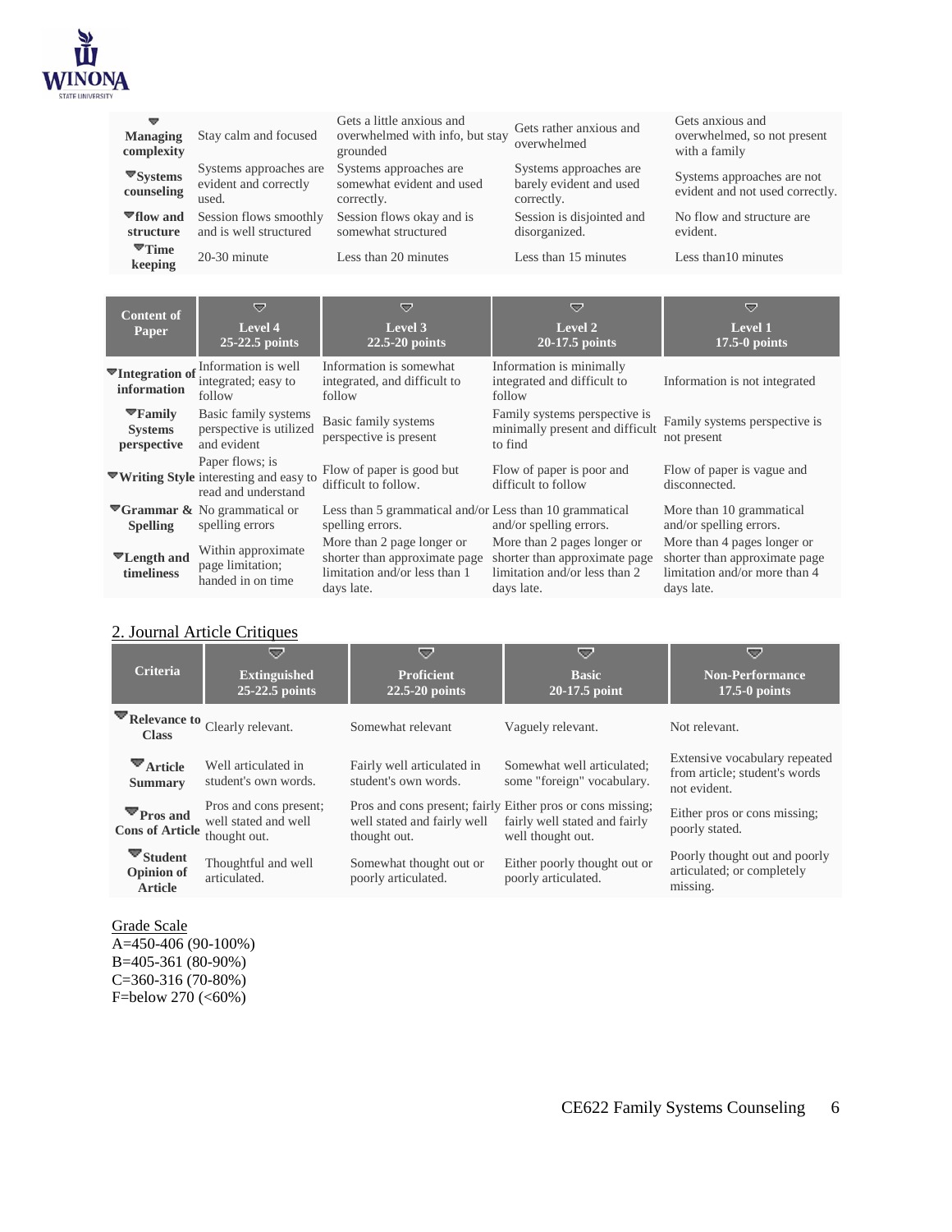| | | | | |
|---|---|---|---|---|
| **Managing complexity** | Stay calm and focused | Gets a little anxious and overwhelmed with info, but stay grounded | Gets rather anxious and overwhelmed | Gets anxious and overwhelmed, so not present with a family |
| **Systems counseling** | Systems approaches are evident and correctly used. | Systems approaches are somewhat evident and used correctly. | Systems approaches are barely evident and used correctly. | Systems approaches are not evident and not used correctly. |
| **flow and structure** | Session flows smoothly and is well structured | Session flows okay and is somewhat structured | Session is disjointed and disorganized. | No flow and structure are evident. |
| **Time keeping** | 20-30 minute | Less than 20 minutes | Less than 15 minutes | Less than10 minutes |

| Content of Paper | Level 4 25-22.5 points | Level 3 22.5-20 points | Level 2 20-17.5 points | Level 1 17.5-0 points |
|---|---|---|---|---|
| **Integration of information** | Information is well integrated; easy to follow | Information is somewhat integrated, and difficult to follow | Information is minimally integrated and difficult to follow | Information is not integrated |
| **Family Systems perspective** | Basic family systems perspective is utilized and evident | Basic family systems perspective is present | Family systems perspective is minimally present and difficult to find | Family systems perspective is not present |
| **Writing Style** | Paper flows; is interesting and easy to read and understand | Flow of paper is good but difficult to follow. | Flow of paper is poor and difficult to follow | Flow of paper is vague and disconnected. |
| **Grammar & Spelling** | No grammatical or spelling errors | Less than 5 grammatical and/or spelling errors. | Less than 10 grammatical and/or spelling errors. | More than 10 grammatical and/or spelling errors. |
| **Length and timeliness** | Within approximate page limitation; handed in on time | More than 2 page longer or shorter than approximate page limitation and/or less than 1 days late. | More than 2 pages longer or shorter than approximate page limitation and/or less than 2 days late. | More than 4 pages longer or shorter than approximate page limitation and/or more than 4 days late. |

## 2. Journal Article Critiques

| Criteria | Extinguished 25-22.5 points | Proficient 22.5-20 points | Basic 20-17.5 point | Non-Performance 17.5-0 points |
|---|---|---|---|---|
| **Relevance to Class** | Clearly relevant. | Somewhat relevant | Vaguely relevant. | Not relevant. |
| **Article Summary** | Well articulated in student's own words. | Fairly well articulated in student's own words. | Somewhat well articulated; some "foreign" vocabulary. | Extensive vocabulary repeated from article; student's words not evident. |
| **Pros and Cons of Article** | Pros and cons present; well stated and well thought out. | Pros and cons present; fairly well stated and fairly well thought out. | Either pros or cons missing; fairly well stated and fairly well thought out. | Either pros or cons missing; poorly stated. |
| **Student Opinion of Article** | Thoughtful and well articulated. | Somewhat thought out or poorly articulated. | Either poorly thought out or poorly articulated. | Poorly thought out and poorly articulated; or completely missing. |

Grade Scale
A=450-406 (90-100%)
B=405-361 (80-90%)
C=360-316 (70-80%)
F=below 270 (<60%)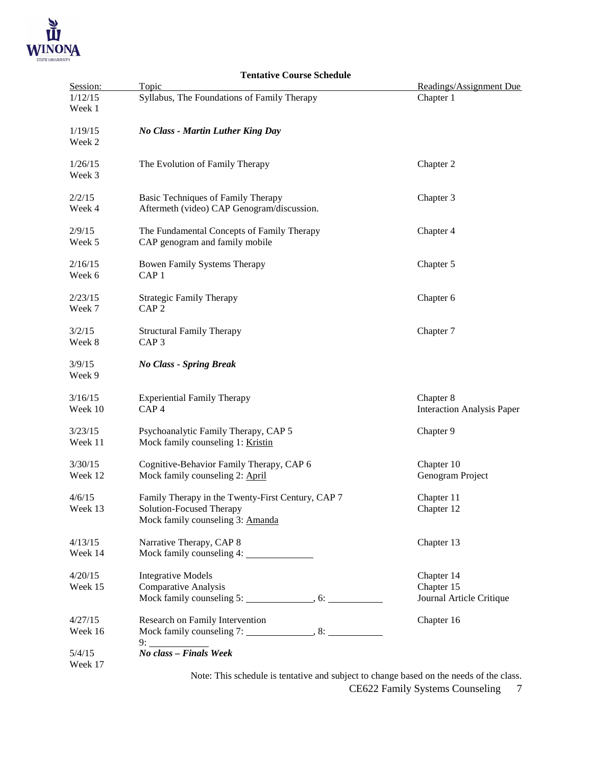**Tentative Course Schedule**

| Session: | Topic | Readings/Assignment Due |
|---|---|---|
| 1/12/15<br>Week 1 | Syllabus, The Foundations of Family Therapy | Chapter 1 |
| 1/19/15<br>Week 2 | ***No Class - Martin Luther King Day*** | |
| 1/26/15<br>Week 3 | The Evolution of Family Therapy | Chapter 2 |
| 2/2/15<br>Week 4 | Basic Techniques of Family Therapy<br>Aftermeth (video) CAP Genogram/discussion. | Chapter 3 |
| 2/9/15<br>Week 5 | The Fundamental Concepts of Family Therapy<br>CAP genogram and family mobile | Chapter 4 |
| 2/16/15<br>Week 6 | Bowen Family Systems Therapy<br>CAP 1 | Chapter 5 |
| 2/23/15<br>Week 7 | Strategic Family Therapy<br>CAP 2 | Chapter 6 |
| 3/2/15<br>Week 8 | Structural Family Therapy<br>CAP 3 | Chapter 7 |
| 3/9/15<br>Week 9 | ***No Class - Spring Break*** | |
| 3/16/15<br>Week 10 | Experiential Family Therapy<br>CAP 4 | Chapter 8<br>Interaction Analysis Paper |
| 3/23/15<br>Week 11 | Psychoanalytic Family Therapy, CAP 5<br>Mock family counseling 1: Kristin | Chapter 9 |
| 3/30/15<br>Week 12 | Cognitive-Behavior Family Therapy, CAP 6<br>Mock family counseling 2: April | Chapter 10<br>Genogram Project |
| 4/6/15<br>Week 13 | Family Therapy in the Twenty-First Century, CAP 7<br>Solution-Focused Therapy<br>Mock family counseling 3: Amanda | Chapter 11<br>Chapter 12 |
| 4/13/15<br>Week 14 | Narrative Therapy, CAP 8<br>Mock family counseling 4: ____________ | Chapter 13 |
| 4/20/15<br>Week 15 | Integrative Models<br>Comparative Analysis<br>Mock family counseling 5: ____________, 6: __________ | Chapter 14<br>Chapter 15<br>Journal Article Critique |
| 4/27/15<br>Week 16 | Research on Family Intervention<br>Mock family counseling 7: ____________, 8: __________<br>9: __________ | Chapter 16 |
| 5/4/15<br>Week 17 | ***No class – Finals Week*** | |

Note: This schedule is tentative and subject to change based on the needs of the class.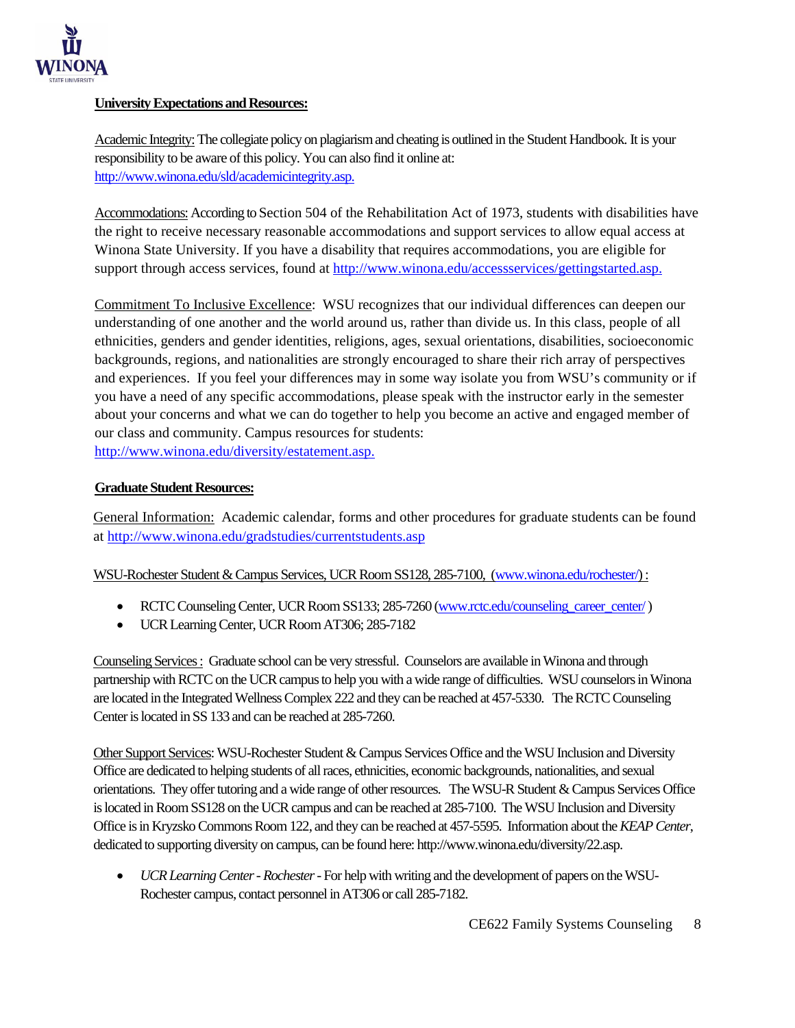**University Expectations and Resources:**

Academic Integrity: The collegiate policy on plagiarism and cheating is outlined in the Student Handbook. It is your responsibility to be aware of this policy. You can also find it online at: http://www.winona.edu/sld/academicintegrity.asp.

Accommodations: According to Section 504 of the Rehabilitation Act of 1973, students with disabilities have the right to receive necessary reasonable accommodations and support services to allow equal access at Winona State University. If you have a disability that requires accommodations, you are eligible for support through access services, found at http://www.winona.edu/accessservices/gettingstarted.asp.

Commitment To Inclusive Excellence: WSU recognizes that our individual differences can deepen our understanding of one another and the world around us, rather than divide us. In this class, people of all ethnicities, genders and gender identities, religions, ages, sexual orientations, disabilities, socioeconomic backgrounds, regions, and nationalities are strongly encouraged to share their rich array of perspectives and experiences. If you feel your differences may in some way isolate you from WSU's community or if you have a need of any specific accommodations, please speak with the instructor early in the semester about your concerns and what we can do together to help you become an active and engaged member of our class and community. Campus resources for students: http://www.winona.edu/diversity/estatement.asp.

**Graduate Student Resources:**

General Information: Academic calendar, forms and other procedures for graduate students can be found at http://www.winona.edu/gradstudies/currentstudents.asp

WSU-Rochester Student & Campus Services, UCR Room SS128, 285-7100, (www.winona.edu/rochester/) :

- RCTC Counseling Center, UCR Room SS133; 285-7260 (www.rctc.edu/counseling_career_center/ )
- UCR Learning Center, UCR Room AT306; 285-7182

Counseling Services : Graduate school can be very stressful. Counselors are available in Winona and through partnership with RCTC on the UCR campus to help you with a wide range of difficulties. WSU counselors in Winona are located in the Integrated Wellness Complex 222 and they can be reached at 457-5330. The RCTC Counseling Center is located in SS 133 and can be reached at 285-7260.

Other Support Services: WSU-Rochester Student & Campus Services Office and the WSU Inclusion and Diversity Office are dedicated to helping students of all races, ethnicities, economic backgrounds, nationalities, and sexual orientations. They offer tutoring and a wide range of other resources. The WSU-R Student & Campus Services Office is located in Room SS128 on the UCR campus and can be reached at 285-7100. The WSU Inclusion and Diversity Office is in Kryzsko Commons Room 122, and they can be reached at 457-5595. Information about the *KEAP Center*, dedicated to supporting diversity on campus, can be found here: http://www.winona.edu/diversity/22.asp.

- *UCR Learning Center - Rochester* - For help with writing and the development of papers on the WSU-Rochester campus, contact personnel in AT306 or call 285-7182.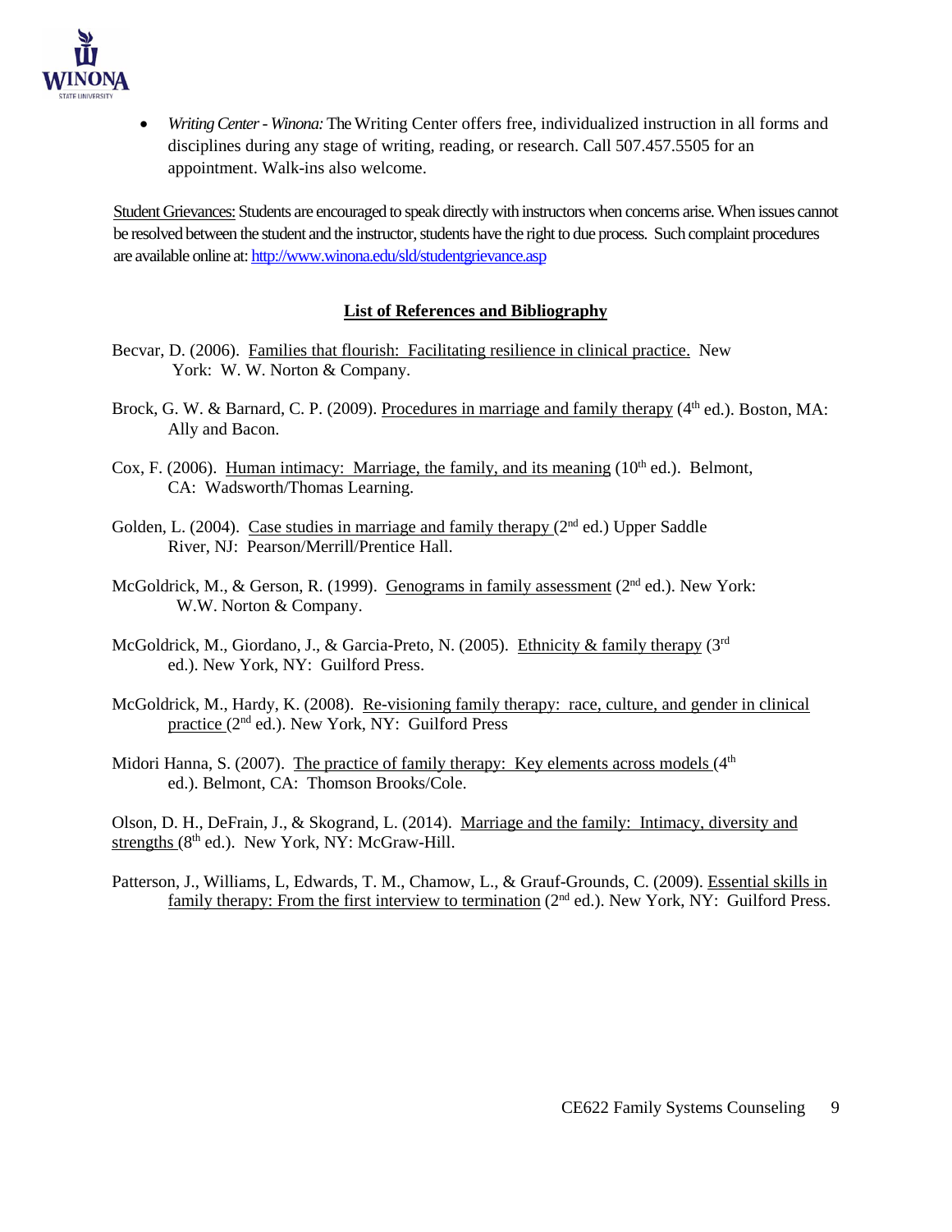- *Writing Center - Winona:* The Writing Center offers free, individualized instruction in all forms and disciplines during any stage of writing, reading, or research. Call 507.457.5505 for an appointment. Walk-ins also welcome.

Student Grievances: Students are encouraged to speak directly with instructors when concerns arise. When issues cannot be resolved between the student and the instructor, students have the right to due process. Such complaint procedures are available online at: http://www.winona.edu/sld/studentgrievance.asp

## List of References and Bibliography

Becvar, D. (2006). Families that flourish: Facilitating resilience in clinical practice. New York: W. W. Norton & Company.

Brock, G. W. & Barnard, C. P. (2009). Procedures in marriage and family therapy (4th ed.). Boston, MA: Ally and Bacon.

Cox, F. (2006). Human intimacy: Marriage, the family, and its meaning (10th ed.). Belmont, CA: Wadsworth/Thomas Learning.

Golden, L. (2004). Case studies in marriage and family therapy (2nd ed.) Upper Saddle River, NJ: Pearson/Merrill/Prentice Hall.

McGoldrick, M., & Gerson, R. (1999). Genograms in family assessment (2nd ed.). New York: W.W. Norton & Company.

McGoldrick, M., Giordano, J., & Garcia-Preto, N. (2005). Ethnicity & family therapy (3rd ed.). New York, NY: Guilford Press.

McGoldrick, M., Hardy, K. (2008). Re-visioning family therapy: race, culture, and gender in clinical practice (2nd ed.). New York, NY: Guilford Press

Midori Hanna, S. (2007). The practice of family therapy: Key elements across models (4th ed.). Belmont, CA: Thomson Brooks/Cole.

Olson, D. H., DeFrain, J., & Skogrand, L. (2014). Marriage and the family: Intimacy, diversity and strengths (8th ed.). New York, NY: McGraw-Hill.

Patterson, J., Williams, L, Edwards, T. M., Chamow, L., & Grauf-Grounds, C. (2009). Essential skills in family therapy: From the first interview to termination (2nd ed.). New York, NY: Guilford Press.